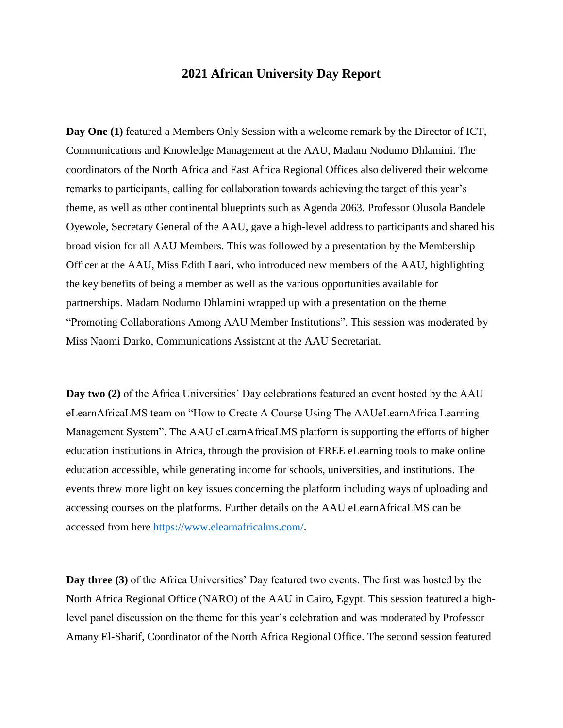# 2021 African University Day Report

**Day One (1)** featured a Members Only Session with a welcome remark by the Director of ICT, Communications and Knowledge Management at the AAU, Madam Nodumo Dhlamini. The coordinators of the North Africa and East Africa Regional Offices also delivered their welcome remarks to participants, calling for collaboration towards achieving the target of this year's theme, as well as other continental blueprints such as Agenda 2063. Professor Olusola Bandele Oyewole, Secretary General of the AAU, gave a high-level address to participants and shared his broad vision for all AAU Members. This was followed by a presentation by the Membership Officer at the AAU, Miss Edith Laari, who introduced new members of the AAU, highlighting the key benefits of being a member as well as the various opportunities available for partnerships. Madam Nodumo Dhlamini wrapped up with a presentation on the theme "Promoting Collaborations Among AAU Member Institutions". This session was moderated by Miss Naomi Darko, Communications Assistant at the AAU Secretariat.

**Day two (2)** of the Africa Universities' Day celebrations featured an event hosted by the AAU eLearnAfricaLMS team on "How to Create A Course Using The AAUeLearnAfrica Learning Management System". The AAU eLearnAfricaLMS platform is supporting the efforts of higher education institutions in Africa, through the provision of FREE eLearning tools to make online education accessible, while generating income for schools, universities, and institutions. The events threw more light on key issues concerning the platform including ways of uploading and accessing courses on the platforms. Further details on the AAU eLearnAfricaLMS can be accessed from here [https://www.elearnafricalms.com/](https://www.elearnafricalms.com/).

**Day three (3)** of the Africa Universities' Day featured two events. The first was hosted by the North Africa Regional Office (NARO) of the AAU in Cairo, Egypt. This session featured a high-level panel discussion on the theme for this year's celebration and was moderated by Professor Amany El-Sharif, Coordinator of the North Africa Regional Office. The second session featured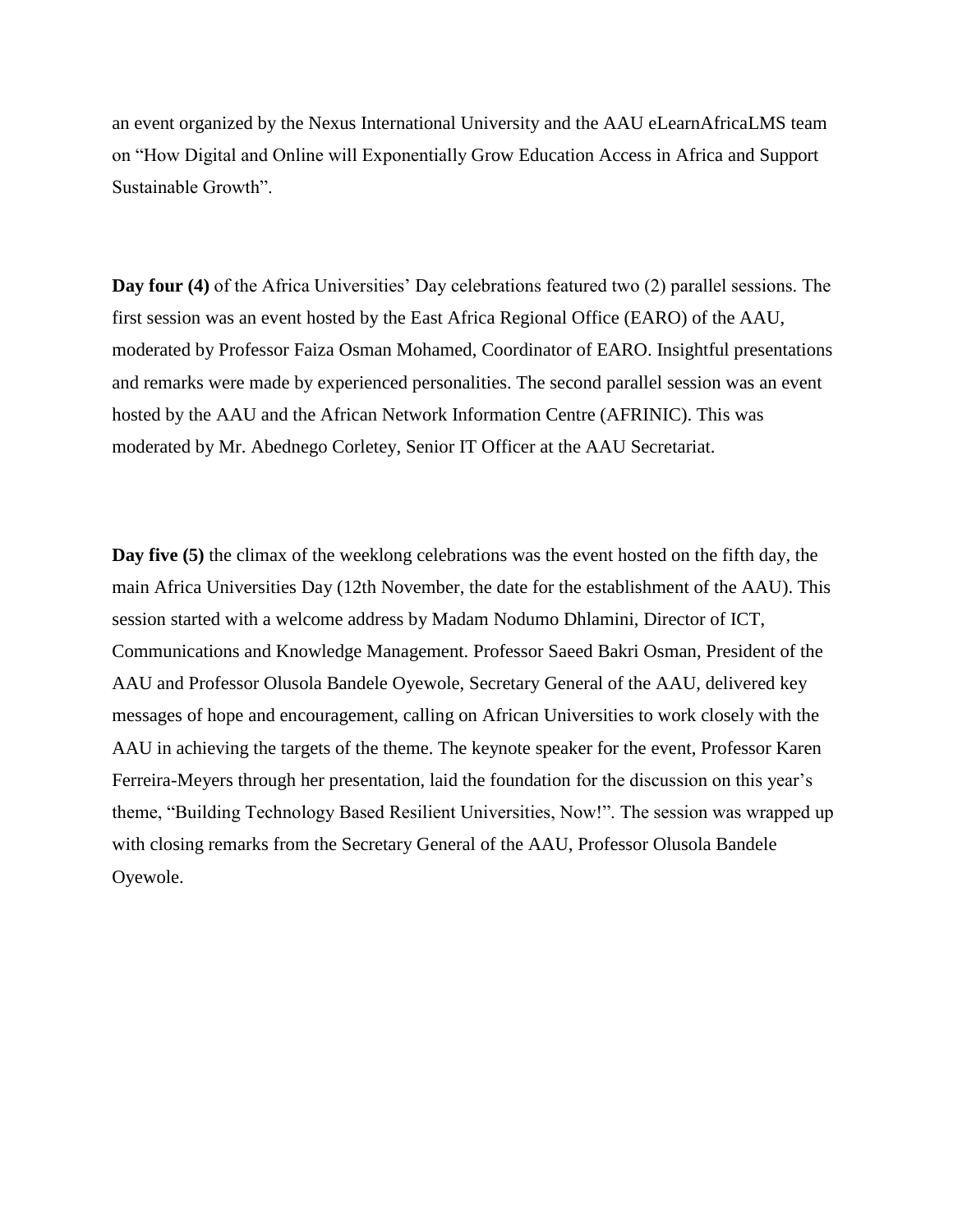an event organized by the Nexus International University and the AAU eLearnAfricaLMS team on “How Digital and Online will Exponentially Grow Education Access in Africa and Support Sustainable Growth”.

**Day four (4)** of the Africa Universities’ Day celebrations featured two (2) parallel sessions. The first session was an event hosted by the East Africa Regional Office (EARO) of the AAU, moderated by Professor Faiza Osman Mohamed, Coordinator of EARO. Insightful presentations and remarks were made by experienced personalities. The second parallel session was an event hosted by the AAU and the African Network Information Centre (AFRINIC). This was moderated by Mr. Abednego Corletey, Senior IT Officer at the AAU Secretariat.

**Day five (5)** the climax of the weeklong celebrations was the event hosted on the fifth day, the main Africa Universities Day (12th November, the date for the establishment of the AAU). This session started with a welcome address by Madam Nodumo Dhlamini, Director of ICT, Communications and Knowledge Management. Professor Saeed Bakri Osman, President of the AAU and Professor Olusola Bandele Oyewole, Secretary General of the AAU, delivered key messages of hope and encouragement, calling on African Universities to work closely with the AAU in achieving the targets of the theme. The keynote speaker for the event, Professor Karen Ferreira-Meyers through her presentation, laid the foundation for the discussion on this year’s theme, “Building Technology Based Resilient Universities, Now!”. The session was wrapped up with closing remarks from the Secretary General of the AAU, Professor Olusola Bandele Oyewole.